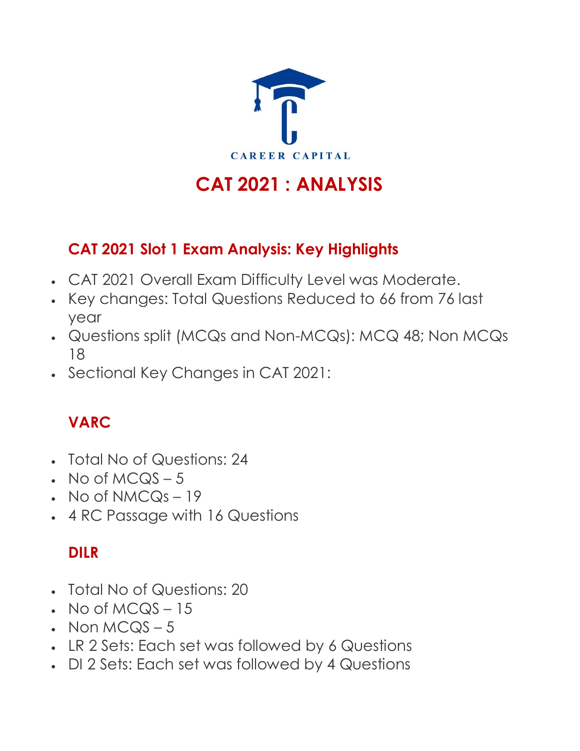CAREER CAPITAL

# CAT 2021 : ANALYSIS

## CAT 2021 Slot 1 Exam Analysis: Key Highlights

- CAT 2021 Overall Exam Difficulty Level was Moderate.
- Key changes: Total Questions Reduced to 66 from 76 last year
- Questions split (MCQs and Non-MCQs): MCQ 48; Non MCQs 18
- Sectional Key Changes in CAT 2021:

## VARC

- Total No of Questions: 24
- No of MCQS – 5
- No of NMCQs – 19
- 4 RC Passage with 16 Questions

## DILR

- Total No of Questions: 20
- No of MCQS – 15
- Non MCQS – 5
- LR 2 Sets: Each set was followed by 6 Questions
- DI 2 Sets: Each set was followed by 4 Questions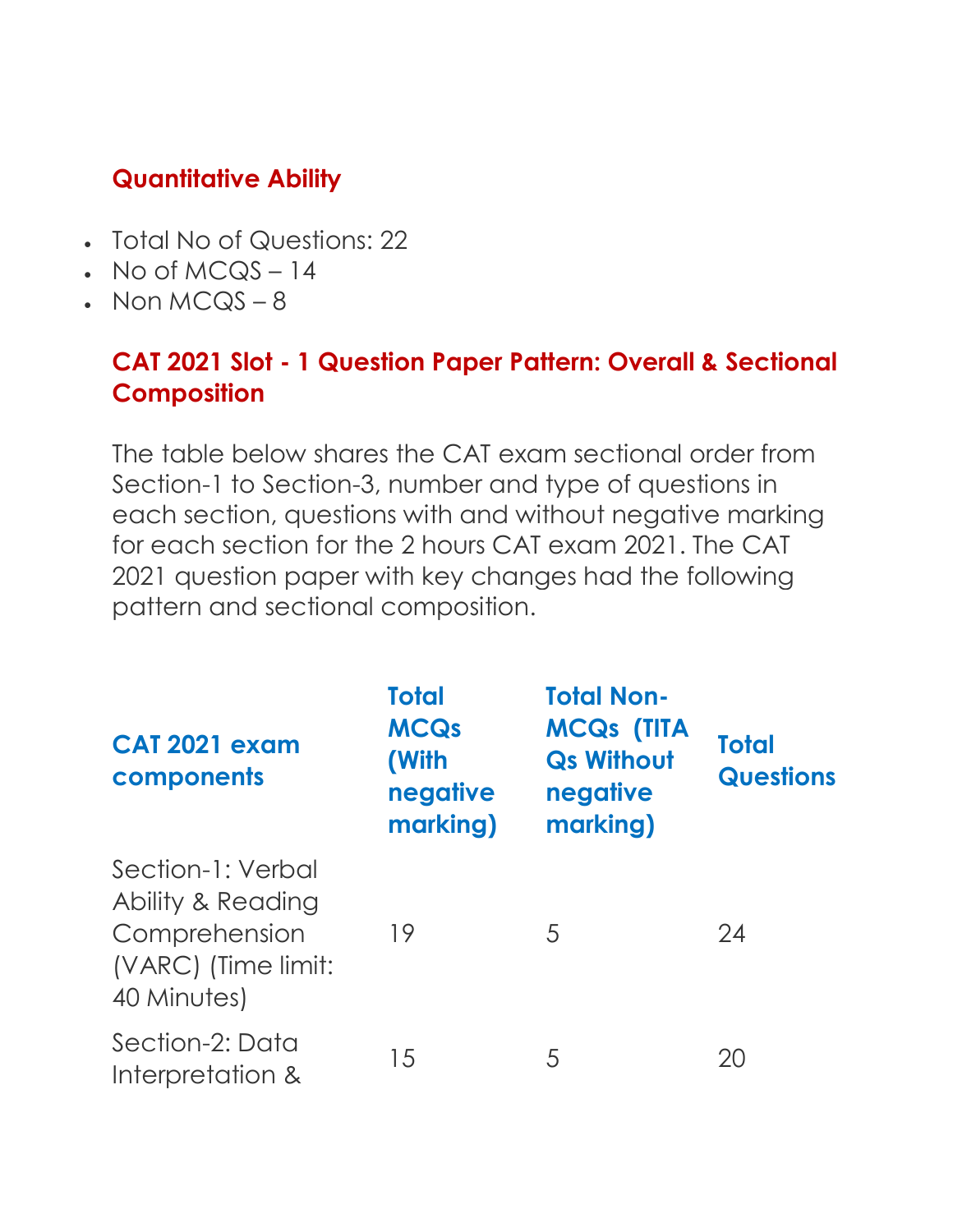### Quantitative Ability

- Total No of Questions: 22
- No of MCQS – 14
- Non MCQS – 8

### CAT 2021 Slot - 1 Question Paper Pattern: Overall & Sectional Composition

The table below shares the CAT exam sectional order from Section-1 to Section-3, number and type of questions in each section, questions with and without negative marking for each section for the 2 hours CAT exam 2021. The CAT 2021 question paper with key changes had the following pattern and sectional composition.

| CAT 2021 exam components | Total MCQs (With negative marking) | Total Non-MCQs (TITA Qs Without negative marking) | Total Questions |
|---|---|---|---|
| Section-1: Verbal Ability & Reading Comprehension (VARC) (Time limit: 40 Minutes) | 19 | 5 | 24 |
| Section-2: Data Interpretation & | 15 | 5 | 20 |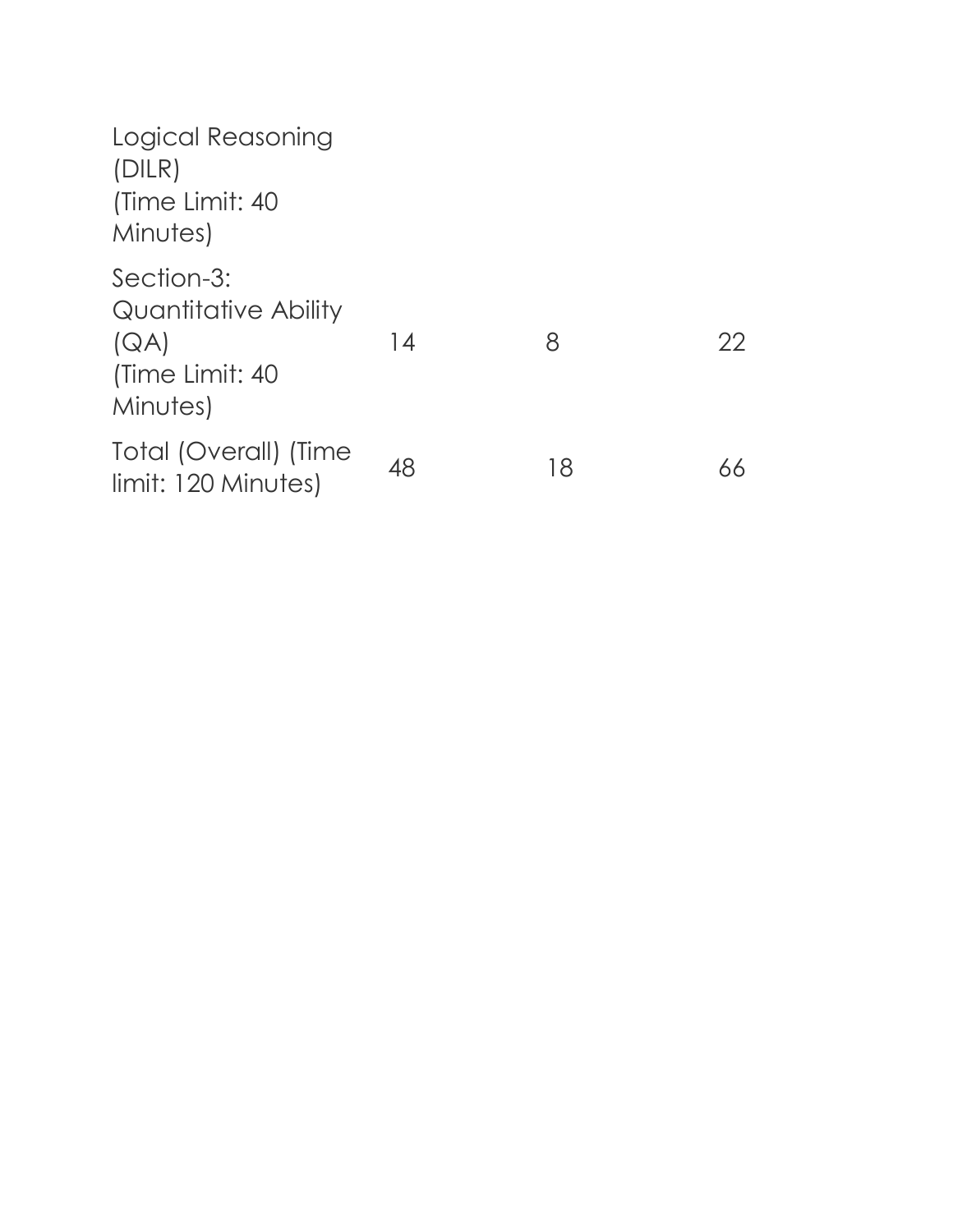| | | | |
|---|---|---|---|
| Logical Reasoning (DILR) (Time Limit: 40 Minutes) | | | |
| Section-3: Quantitative Ability (QA) (Time Limit: 40 Minutes) | 14 | 8 | 22 |
| Total (Overall) (Time limit: 120 Minutes) | 48 | 18 | 66 |